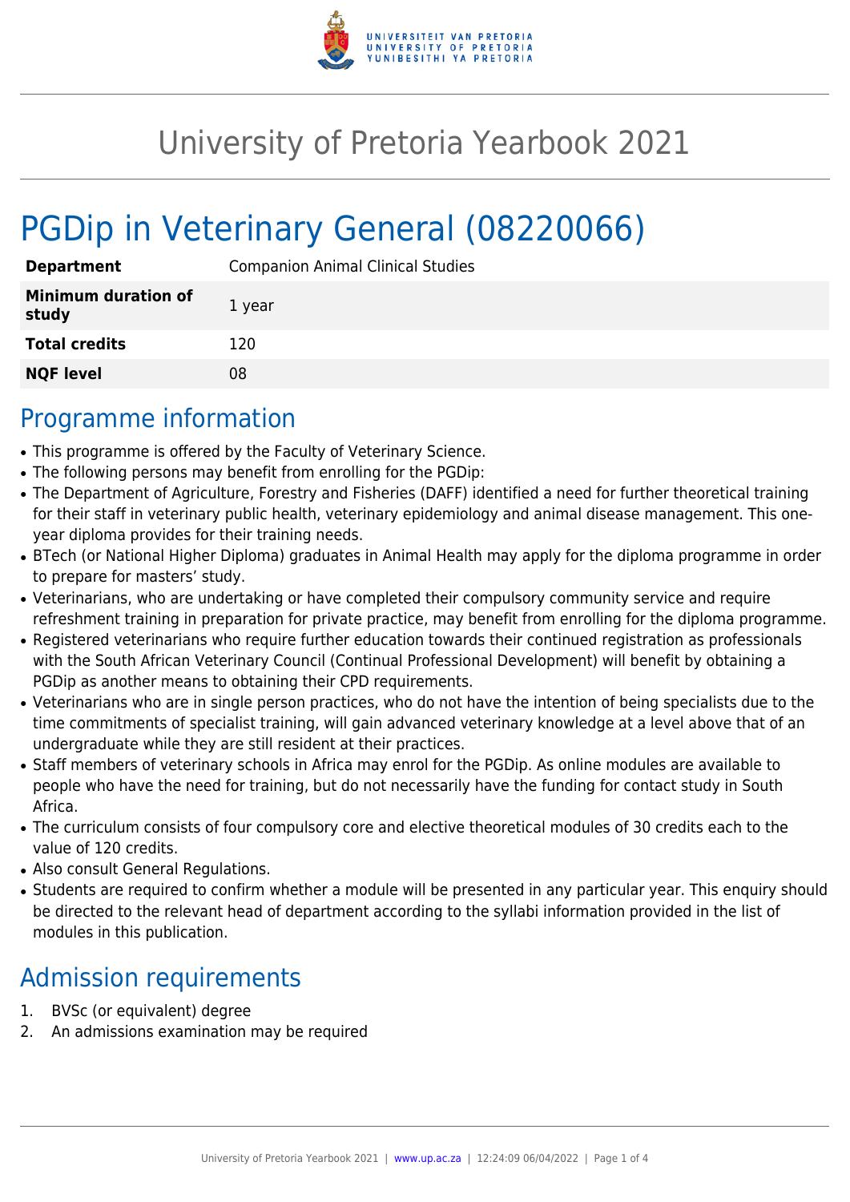# University of Pretoria Yearbook 2021

# PGDip in Veterinary General (08220066)

| | |
|---|---|
| **Department** | Companion Animal Clinical Studies |
| **Minimum duration of study** | 1 year |
| **Total credits** | 120 |
| **NQF level** | 08 |

## Programme information

- This programme is offered by the Faculty of Veterinary Science.
- The following persons may benefit from enrolling for the PGDip:
- The Department of Agriculture, Forestry and Fisheries (DAFF) identified a need for further theoretical training for their staff in veterinary public health, veterinary epidemiology and animal disease management. This one-year diploma provides for their training needs.
- BTech (or National Higher Diploma) graduates in Animal Health may apply for the diploma programme in order to prepare for masters' study.
- Veterinarians, who are undertaking or have completed their compulsory community service and require refreshment training in preparation for private practice, may benefit from enrolling for the diploma programme.
- Registered veterinarians who require further education towards their continued registration as professionals with the South African Veterinary Council (Continual Professional Development) will benefit by obtaining a PGDip as another means to obtaining their CPD requirements.
- Veterinarians who are in single person practices, who do not have the intention of being specialists due to the time commitments of specialist training, will gain advanced veterinary knowledge at a level above that of an undergraduate while they are still resident at their practices.
- Staff members of veterinary schools in Africa may enrol for the PGDip. As online modules are available to people who have the need for training, but do not necessarily have the funding for contact study in South Africa.
- The curriculum consists of four compulsory core and elective theoretical modules of 30 credits each to the value of 120 credits.
- Also consult General Regulations.
- Students are required to confirm whether a module will be presented in any particular year. This enquiry should be directed to the relevant head of department according to the syllabi information provided in the list of modules in this publication.

## Admission requirements

1. BVSc (or equivalent) degree
2. An admissions examination may be required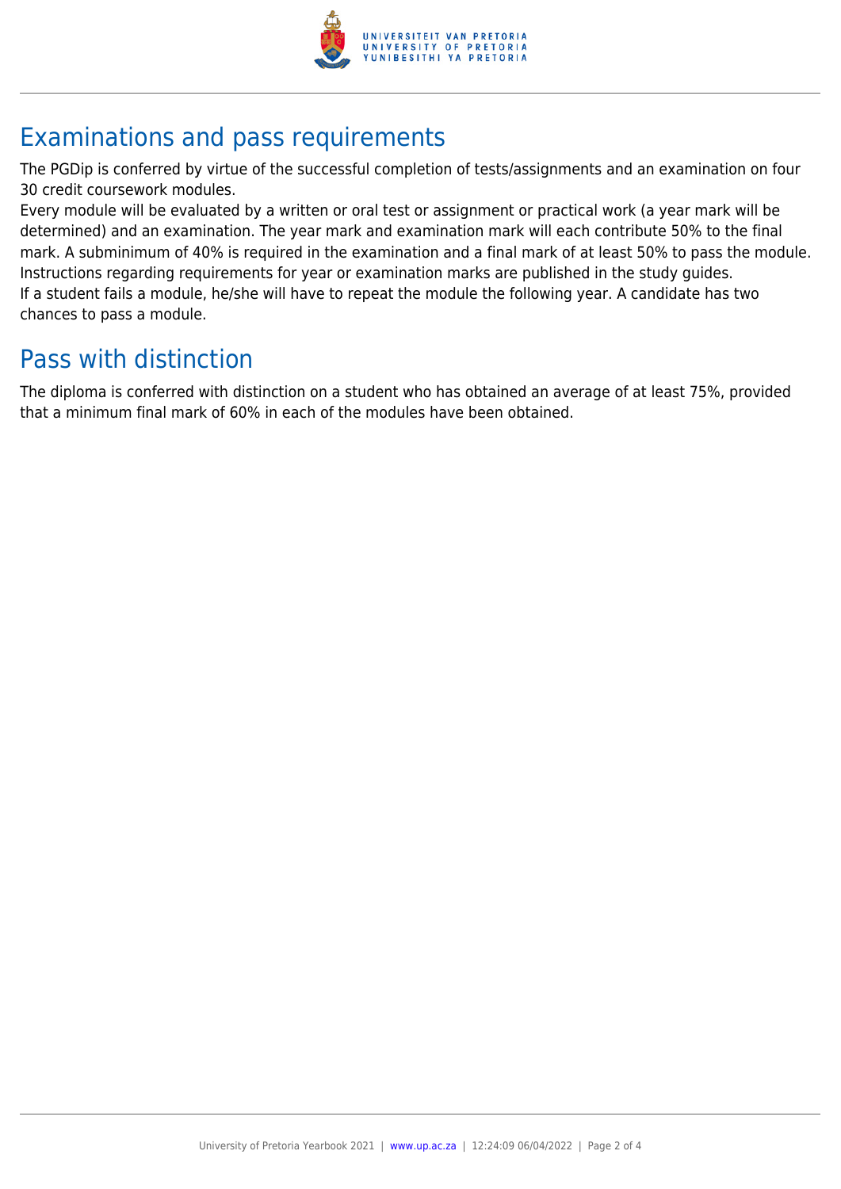## Examinations and pass requirements

The PGDip is conferred by virtue of the successful completion of tests/assignments and an examination on four 30 credit coursework modules.

Every module will be evaluated by a written or oral test or assignment or practical work (a year mark will be determined) and an examination. The year mark and examination mark will each contribute 50% to the final mark. A subminimum of 40% is required in the examination and a final mark of at least 50% to pass the module. Instructions regarding requirements for year or examination marks are published in the study guides.

If a student fails a module, he/she will have to repeat the module the following year. A candidate has two chances to pass a module.

## Pass with distinction

The diploma is conferred with distinction on a student who has obtained an average of at least 75%, provided that a minimum final mark of 60% in each of the modules have been obtained.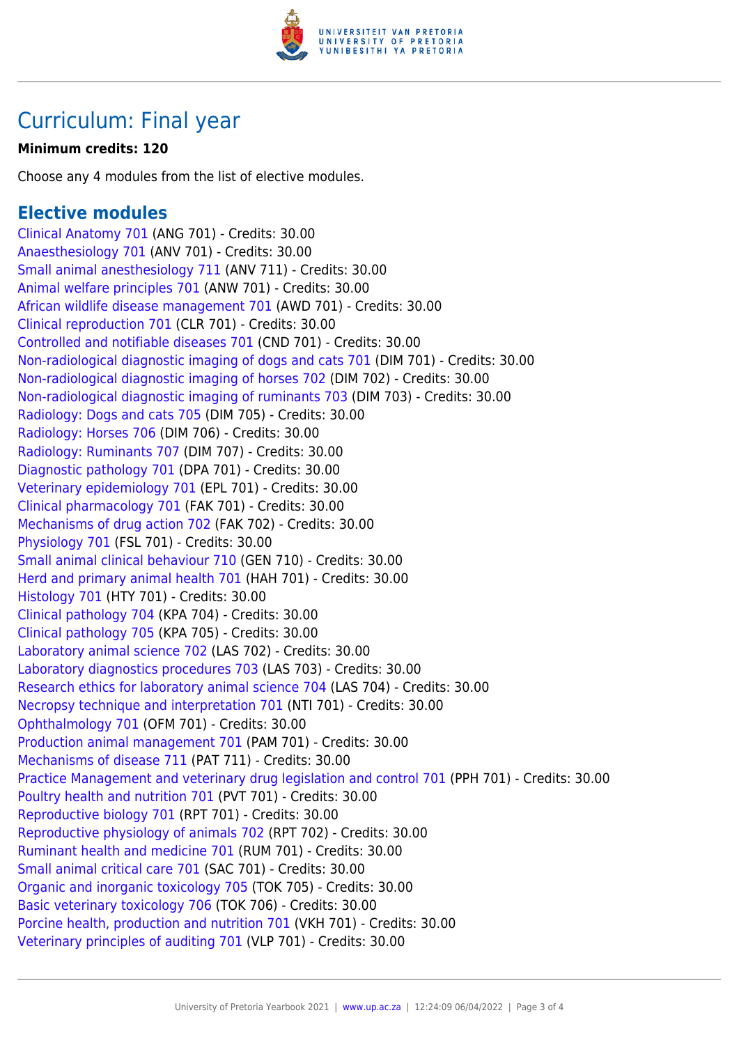# Curriculum: Final year

**Minimum credits: 120**

Choose any 4 modules from the list of elective modules.

## Elective modules

Clinical Anatomy 701 (ANG 701) - Credits: 30.00
Anaesthesiology 701 (ANV 701) - Credits: 30.00
Small animal anesthesiology 711 (ANV 711) - Credits: 30.00
Animal welfare principles 701 (ANW 701) - Credits: 30.00
African wildlife disease management 701 (AWD 701) - Credits: 30.00
Clinical reproduction 701 (CLR 701) - Credits: 30.00
Controlled and notifiable diseases 701 (CND 701) - Credits: 30.00
Non-radiological diagnostic imaging of dogs and cats 701 (DIM 701) - Credits: 30.00
Non-radiological diagnostic imaging of horses 702 (DIM 702) - Credits: 30.00
Non-radiological diagnostic imaging of ruminants 703 (DIM 703) - Credits: 30.00
Radiology: Dogs and cats 705 (DIM 705) - Credits: 30.00
Radiology: Horses 706 (DIM 706) - Credits: 30.00
Radiology: Ruminants 707 (DIM 707) - Credits: 30.00
Diagnostic pathology 701 (DPA 701) - Credits: 30.00
Veterinary epidemiology 701 (EPL 701) - Credits: 30.00
Clinical pharmacology 701 (FAK 701) - Credits: 30.00
Mechanisms of drug action 702 (FAK 702) - Credits: 30.00
Physiology 701 (FSL 701) - Credits: 30.00
Small animal clinical behaviour 710 (GEN 710) - Credits: 30.00
Herd and primary animal health 701 (HAH 701) - Credits: 30.00
Histology 701 (HTY 701) - Credits: 30.00
Clinical pathology 704 (KPA 704) - Credits: 30.00
Clinical pathology 705 (KPA 705) - Credits: 30.00
Laboratory animal science 702 (LAS 702) - Credits: 30.00
Laboratory diagnostics procedures 703 (LAS 703) - Credits: 30.00
Research ethics for laboratory animal science 704 (LAS 704) - Credits: 30.00
Necropsy technique and interpretation 701 (NTI 701) - Credits: 30.00
Ophthalmology 701 (OFM 701) - Credits: 30.00
Production animal management 701 (PAM 701) - Credits: 30.00
Mechanisms of disease 711 (PAT 711) - Credits: 30.00
Practice Management and veterinary drug legislation and control 701 (PPH 701) - Credits: 30.00
Poultry health and nutrition 701 (PVT 701) - Credits: 30.00
Reproductive biology 701 (RPT 701) - Credits: 30.00
Reproductive physiology of animals 702 (RPT 702) - Credits: 30.00
Ruminant health and medicine 701 (RUM 701) - Credits: 30.00
Small animal critical care 701 (SAC 701) - Credits: 30.00
Organic and inorganic toxicology 705 (TOK 705) - Credits: 30.00
Basic veterinary toxicology 706 (TOK 706) - Credits: 30.00
Porcine health, production and nutrition 701 (VKH 701) - Credits: 30.00
Veterinary principles of auditing 701 (VLP 701) - Credits: 30.00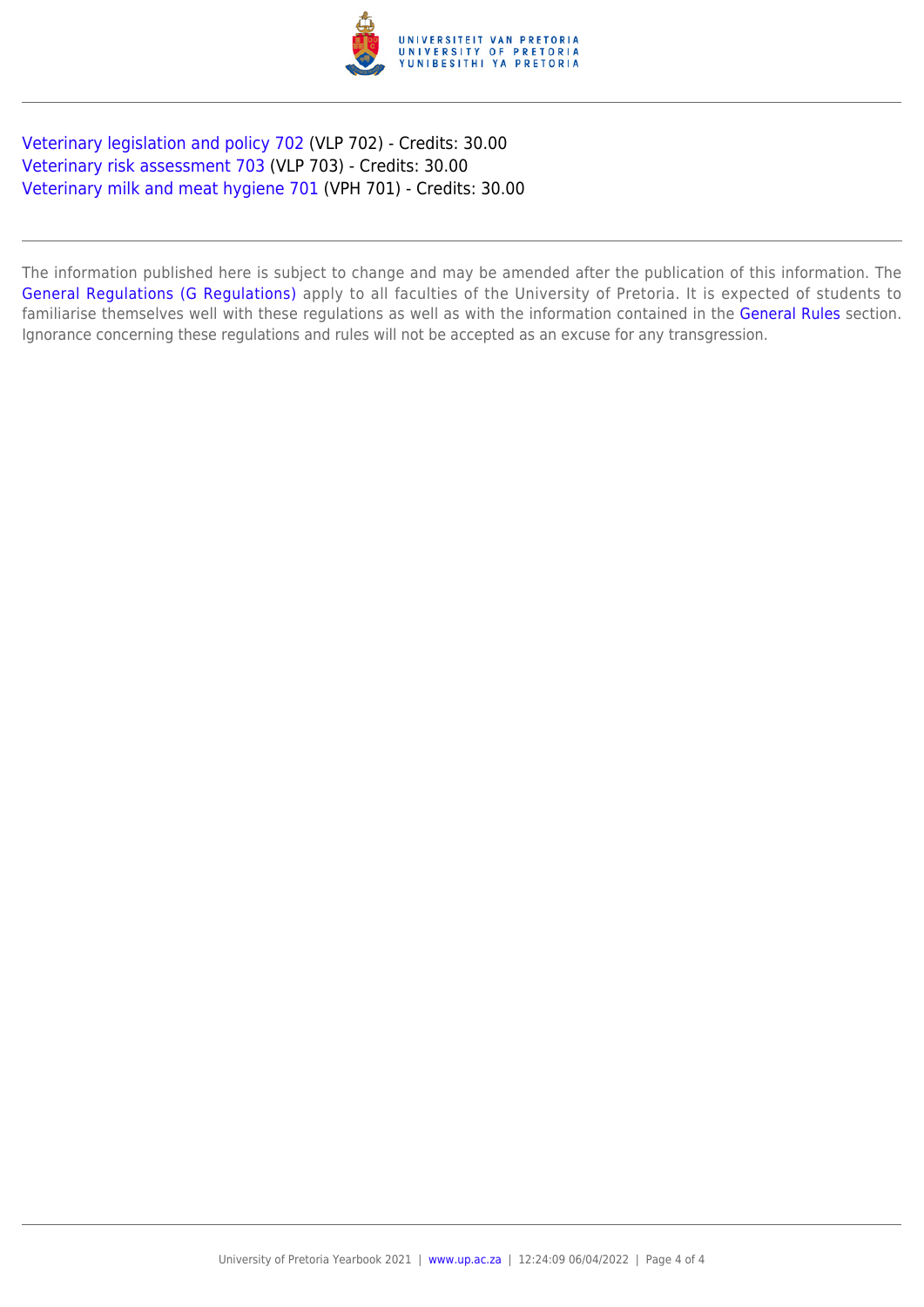Veterinary legislation and policy 702 (VLP 702) - Credits: 30.00
Veterinary risk assessment 703 (VLP 703) - Credits: 30.00
Veterinary milk and meat hygiene 701 (VPH 701) - Credits: 30.00

---

The information published here is subject to change and may be amended after the publication of this information. The General Regulations (G Regulations) apply to all faculties of the University of Pretoria. It is expected of students to familiarise themselves well with these regulations as well as with the information contained in the General Rules section. Ignorance concerning these regulations and rules will not be accepted as an excuse for any transgression.